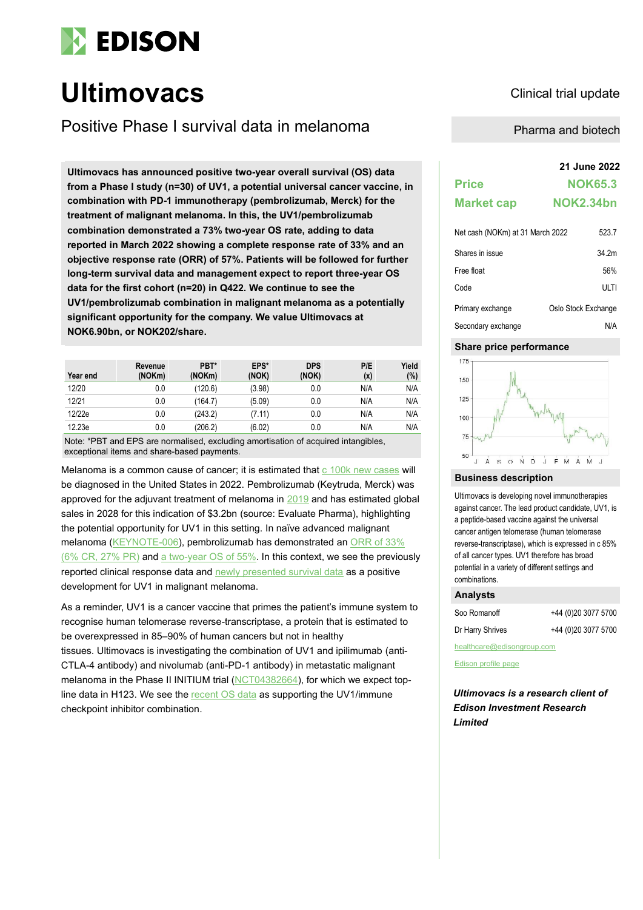# EDISON

# Ultimovacs

Clinical trial update

## Positive Phase I survival data in melanoma

Pharma and biotech

**Ultimovacs has announced positive two-year overall survival (OS) data from a Phase I study (n=30) of UV1, a potential universal cancer vaccine, in combination with PD-1 immunotherapy (pembrolizumab, Merck) for the treatment of malignant melanoma. In this, the UV1/pembrolizumab combination demonstrated a 73% two-year OS rate, adding to data reported in March 2022 showing a complete response rate of 33% and an objective response rate (ORR) of 57%. Patients will be followed for further long-term survival data and management expect to report three-year OS data for the first cohort (n=20) in Q422. We continue to see the UV1/pembrolizumab combination in malignant melanoma as a potentially significant opportunity for the company. We value Ultimovacs at NOK6.90bn, or NOK202/share.**

| Year end | Revenue (NOKm) | PBT* (NOKm) | EPS* (NOK) | DPS (NOK) | P/E (x) | Yield (%) |
|---|---|---|---|---|---|---|
| 12/20 | 0.0 | (120.6) | (3.98) | 0.0 | N/A | N/A |
| 12/21 | 0.0 | (164.7) | (5.09) | 0.0 | N/A | N/A |
| 12/22e | 0.0 | (243.2) | (7.11) | 0.0 | N/A | N/A |
| 12/23e | 0.0 | (206.2) | (6.02) | 0.0 | N/A | N/A |

Note: *PBT and EPS are normalised, excluding amortisation of acquired intangibles, exceptional items and share-based payments.

Melanoma is a common cause of cancer; it is estimated that c 100k new cases will be diagnosed in the United States in 2022. Pembrolizumab (Keytruda, Merck) was approved for the adjuvant treatment of melanoma in 2019 and has estimated global sales in 2028 for this indication of $3.2bn (source: Evaluate Pharma), highlighting the potential opportunity for UV1 in this setting. In naïve advanced malignant melanoma (KEYNOTE-006), pembrolizumab has demonstrated an ORR of 33% (6% CR, 27% PR) and a two-year OS of 55%. In this context, we see the previously reported clinical response data and newly presented survival data as a positive development for UV1 in malignant melanoma.

As a reminder, UV1 is a cancer vaccine that primes the patient's immune system to recognise human telomerase reverse-transcriptase, a protein that is estimated to be overexpressed in 85–90% of human cancers but not in healthy tissues. Ultimovacs is investigating the combination of UV1 and ipilimumab (anti-CTLA-4 antibody) and nivolumab (anti-PD-1 antibody) in metastatic malignant melanoma in the Phase II INITIUM trial (NCT04382664), for which we expect top-line data in H123. We see the recent OS data as supporting the UV1/immune checkpoint inhibitor combination.

**21 June 2022**

| | |
|---|---|
| **Price** | **NOK65.3** |
| **Market cap** | **NOK2.34bn** |

| | |
|---|---|
| Net cash (NOKm) at 31 March 2022 | 523.7 |
| Shares in issue | 34.2m |
| Free float | 56% |
| Code | ULTI |
| Primary exchange | Oslo Stock Exchange |
| Secondary exchange | N/A |

### Share price performance

### Business description

Ultimovacs is developing novel immunotherapies against cancer. The lead product candidate, UV1, is a peptide-based vaccine against the universal cancer antigen telomerase (human telomerase reverse-transcriptase), which is expressed in c 85% of all cancer types. UV1 therefore has broad potential in a variety of different settings and combinations.

### Analysts

| | |
|---|---|
| Soo Romanoff | +44 (0)20 3077 5700 |
| Dr Harry Shrives | +44 (0)20 3077 5700 |

healthcare@edisongroup.com

Edison profile page

***Ultimovacs is a research client of Edison Investment Research Limited***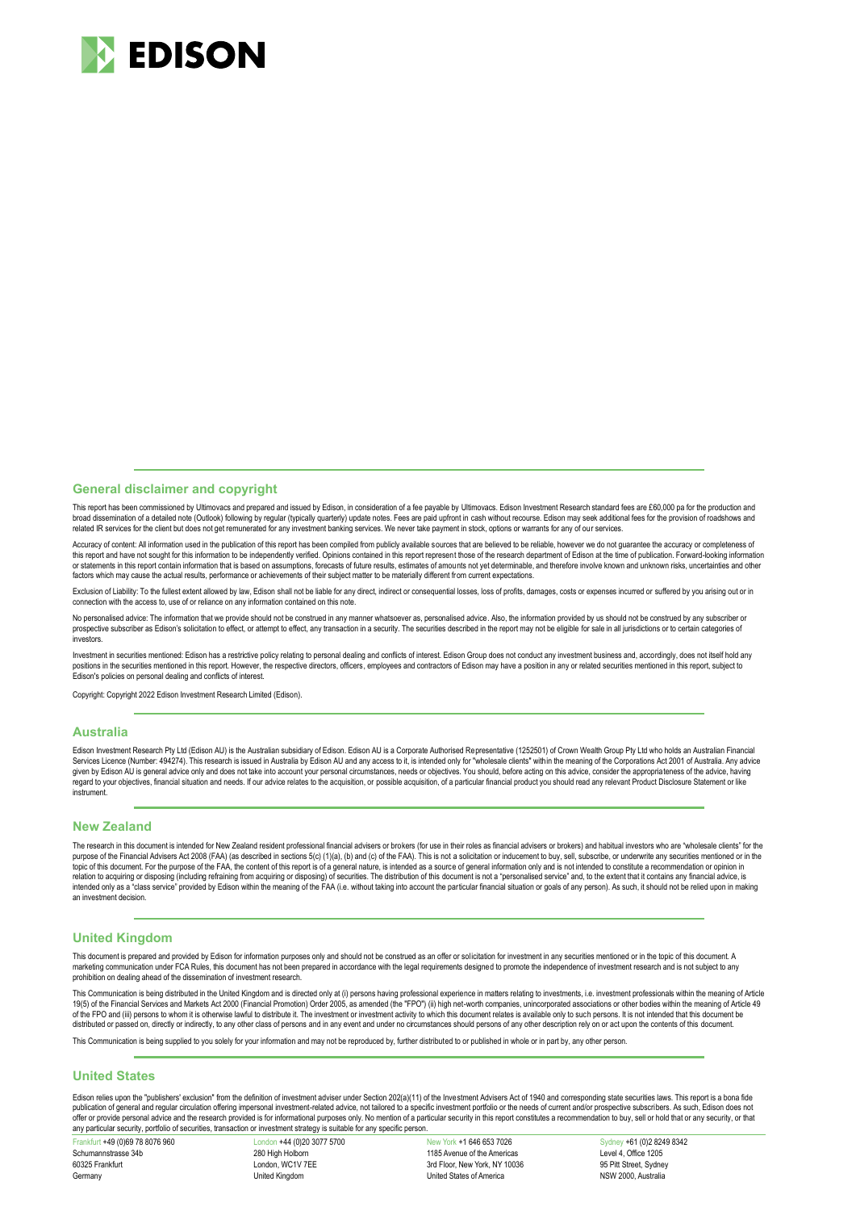## General disclaimer and copyright

This report has been commissioned by Ultimovacs and prepared and issued by Edison, in consideration of a fee payable by Ultimovacs. Edison Investment Research standard fees are £60,000 pa for the production and broad dissemination of a detailed note (Outlook) following by regular (typically quarterly) update notes. Fees are paid upfront in cash without recourse. Edison may seek additional fees for the provision of roadshows and related IR services for the client but does not get remunerated for any investment banking services. We never take payment in stock, options or warrants for any of our services.

Accuracy of content: All information used in the publication of this report has been compiled from publicly available sources that are believed to be reliable, however we do not guarantee the accuracy or completeness of this report and have not sought for this information to be independently verified. Opinions contained in this report represent those of the research department of Edison at the time of publication. Forward-looking information or statements in this report contain information that is based on assumptions, forecasts of future results, estimates of amounts not yet determinable, and therefore involve known and unknown risks, uncertainties and other factors which may cause the actual results, performance or achievements of their subject matter to be materially different from current expectations.

Exclusion of Liability: To the fullest extent allowed by law, Edison shall not be liable for any direct, indirect or consequential losses, loss of profits, damages, costs or expenses incurred or suffered by you arising out or in connection with the access to, use of or reliance on any information contained on this note.

No personalised advice: The information that we provide should not be construed in any manner whatsoever as, personalised advice. Also, the information provided by us should not be construed by any subscriber or prospective subscriber as Edison's solicitation to effect, or attempt to effect, any transaction in a security. The securities described in the report may not be eligible for sale in all jurisdictions or to certain categories of investors.

Investment in securities mentioned: Edison has a restrictive policy relating to personal dealing and conflicts of interest. Edison Group does not conduct any investment business and, accordingly, does not itself hold any positions in the securities mentioned in this report. However, the respective directors, officers, employees and contractors of Edison may have a position in any or related securities mentioned in this report, subject to Edison's policies on personal dealing and conflicts of interest.

Copyright: Copyright 2022 Edison Investment Research Limited (Edison).

## Australia

Edison Investment Research Pty Ltd (Edison AU) is the Australian subsidiary of Edison. Edison AU is a Corporate Authorised Representative (1252501) of Crown Wealth Group Pty Ltd who holds an Australian Financial Services Licence (Number: 494274). This research is issued in Australia by Edison AU and any access to it, is intended only for "wholesale clients" within the meaning of the Corporations Act 2001 of Australia. Any advice given by Edison AU is general advice only and does not take into account your personal circumstances, needs or objectives. You should, before acting on this advice, consider the appropriateness of the advice, having regard to your objectives, financial situation and needs. If our advice relates to the acquisition, or possible acquisition, of a particular financial product you should read any relevant Product Disclosure Statement or like instrument.

## New Zealand

The research in this document is intended for New Zealand resident professional financial advisers or brokers (for use in their roles as financial advisers or brokers) and habitual investors who are "wholesale clients" for the purpose of the Financial Advisers Act 2008 (FAA) (as described in sections 5(c) (1)(a), (b) and (c) of the FAA). This is not a solicitation or inducement to buy, sell, subscribe, or underwrite any securities mentioned or in the topic of this document. For the purpose of the FAA, the content of this report is of a general nature, is intended as a source of general information only and is not intended to constitute a recommendation or opinion in relation to acquiring or disposing (including refraining from acquiring or disposing) of securities. The distribution of this document is not a "personalised service" and, to the extent that it contains any financial advice, is intended only as a "class service" provided by Edison within the meaning of the FAA (i.e. without taking into account the particular financial situation or goals of any person). As such, it should not be relied upon in making an investment decision.

## United Kingdom

This document is prepared and provided by Edison for information purposes only and should not be construed as an offer or solicitation for investment in any securities mentioned or in the topic of this document. A marketing communication under FCA Rules, this document has not been prepared in accordance with the legal requirements designed to promote the independence of investment research and is not subject to any prohibition on dealing ahead of the dissemination of investment research.

This Communication is being distributed in the United Kingdom and is directed only at (i) persons having professional experience in matters relating to investments, i.e. investment professionals within the meaning of Article 19(5) of the Financial Services and Markets Act 2000 (Financial Promotion) Order 2005, as amended (the "FPO") (ii) high net-worth companies, unincorporated associations or other bodies within the meaning of Article 49 of the FPO and (iii) persons to whom it is otherwise lawful to distribute it. The investment or investment activity to which this document relates is available only to such persons. It is not intended that this document be distributed or passed on, directly or indirectly, to any other class of persons and in any event and under no circumstances should persons of any other description rely on or act upon the contents of this document.

This Communication is being supplied to you solely for your information and may not be reproduced by, further distributed to or published in whole or in part by, any other person.

## United States

Edison relies upon the "publishers' exclusion" from the definition of investment adviser under Section 202(a)(11) of the Investment Advisers Act of 1940 and corresponding state securities laws. This report is a bona fide publication of general and regular circulation offering impersonal investment-related advice, not tailored to a specific investment portfolio or the needs of current and/or prospective subscribers. As such, Edison does not offer or provide personal advice and the research provided is for informational purposes only. No mention of a particular security in this report constitutes a recommendation to buy, sell or hold that or any security, or that any particular security, portfolio of securities, transaction or investment strategy is suitable for any specific person.

Frankfurt +49 (0)69 78 8076 960
Schumannstrasse 34b
60325 Frankfurt
Germany

London +44 (0)20 3077 5700
280 High Holborn
London, WC1V 7EE
United Kingdom

New York +1 646 653 7026
1185 Avenue of the Americas
3rd Floor, New York, NY 10036
United States of America

Sydney +61 (0)2 8249 8342
Level 4, Office 1205
95 Pitt Street, Sydney
NSW 2000, Australia